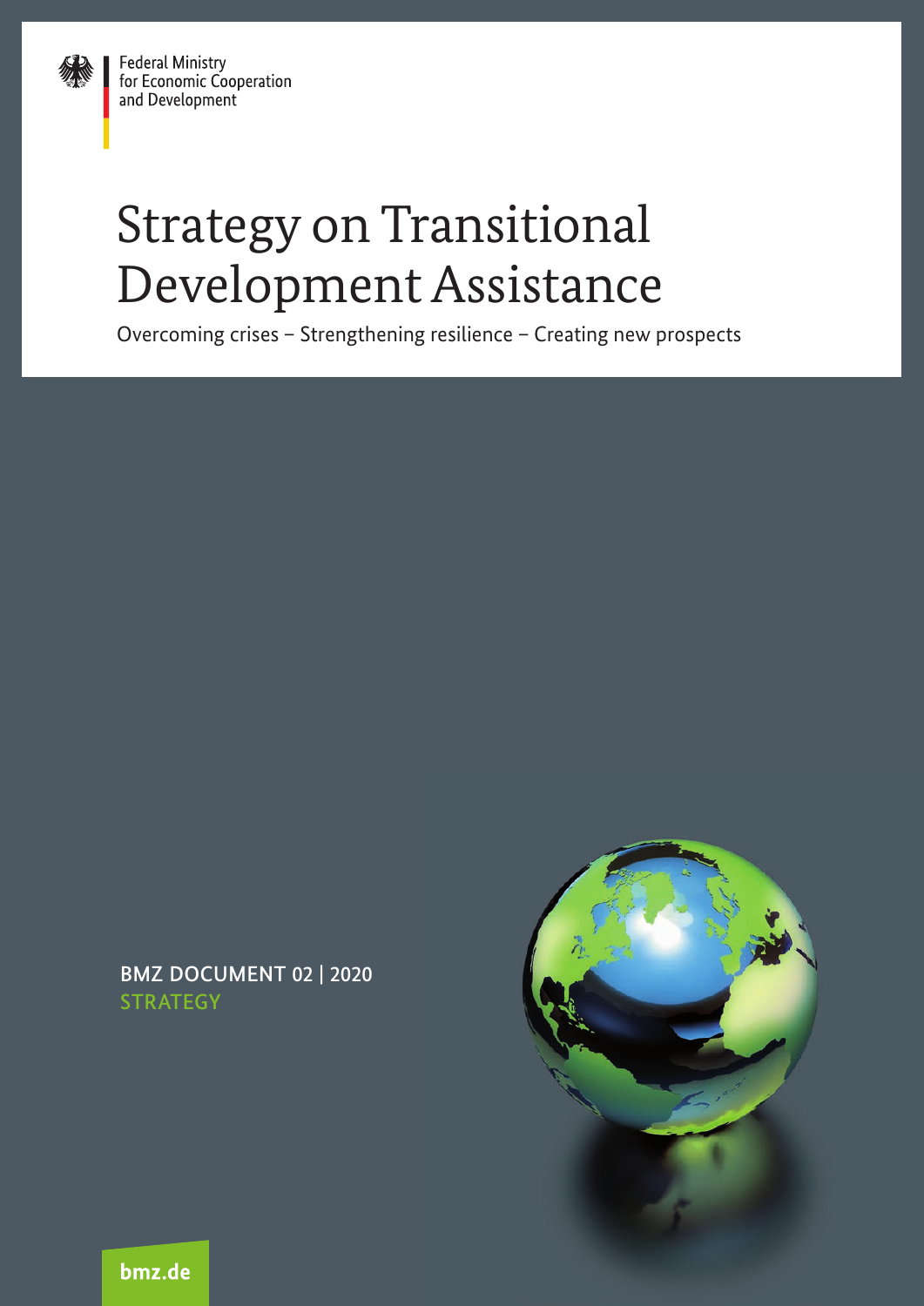Federal Ministry
for Economic Cooperation
and Development

# Strategy on Transitional Development Assistance

Overcoming crises – Strengthening resilience – Creating new prospects

BMZ DOCUMENT 02 | 2020
STRATEGY

bmz.de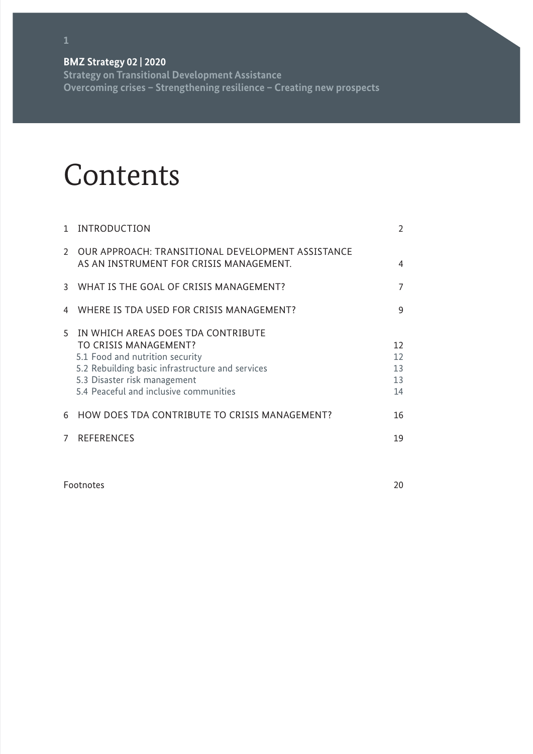**BMZ Strategy 02 | 2020**
Strategy on Transitional Development Assistance
Overcoming crises – Strengthening resilience – Creating new prospects

# Contents

| | | |
|---|---|---|
| 1 | INTRODUCTION | 2 |
| 2 | OUR APPROACH: TRANSITIONAL DEVELOPMENT ASSISTANCE AS AN INSTRUMENT FOR CRISIS MANAGEMENT. | 4 |
| 3 | WHAT IS THE GOAL OF CRISIS MANAGEMENT? | 7 |
| 4 | WHERE IS TDA USED FOR CRISIS MANAGEMENT? | 9 |
| 5 | IN WHICH AREAS DOES TDA CONTRIBUTE TO CRISIS MANAGEMENT? | 12 |
| | 5.1 Food and nutrition security | 12 |
| | 5.2 Rebuilding basic infrastructure and services | 13 |
| | 5.3 Disaster risk management | 13 |
| | 5.4 Peaceful and inclusive communities | 14 |
| 6 | HOW DOES TDA CONTRIBUTE TO CRISIS MANAGEMENT? | 16 |
| 7 | REFERENCES | 19 |
| | Footnotes | 20 |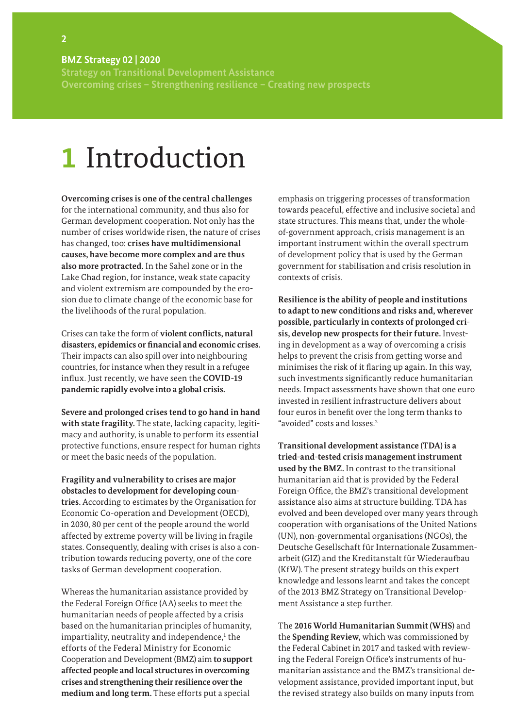# 1 Introduction

**Overcoming crises is one of the central challenges** for the international community, and thus also for German development cooperation. Not only has the number of crises worldwide risen, the nature of crises has changed, too: **crises have multidimensional causes, have become more complex and are thus also more protracted.** In the Sahel zone or in the Lake Chad region, for instance, weak state capacity and violent extremism are compounded by the erosion due to climate change of the economic base for the livelihoods of the rural population.

Crises can take the form of **violent conflicts, natural disasters, epidemics or financial and economic crises.** Their impacts can also spill over into neighbouring countries, for instance when they result in a refugee influx. Just recently, we have seen the **COVID-19 pandemic rapidly evolve into a global crisis.**

**Severe and prolonged crises tend to go hand in hand with state fragility.** The state, lacking capacity, legitimacy and authority, is unable to perform its essential protective functions, ensure respect for human rights or meet the basic needs of the population.

**Fragility and vulnerability to crises are major obstacles to development for developing countries.** According to estimates by the Organisation for Economic Co-operation and Development (OECD), in 2030, 80 per cent of the people around the world affected by extreme poverty will be living in fragile states. Consequently, dealing with crises is also a contribution towards reducing poverty, one of the core tasks of German development cooperation.

Whereas the humanitarian assistance provided by the Federal Foreign Office (AA) seeks to meet the humanitarian needs of people affected by a crisis based on the humanitarian principles of humanity, impartiality, neutrality and independence,[1] the efforts of the Federal Ministry for Economic Cooperation and Development (BMZ) aim **to support affected people and local structures in overcoming crises and strengthening their resilience over the medium and long term.** These efforts put a special emphasis on triggering processes of transformation towards peaceful, effective and inclusive societal and state structures. This means that, under the whole-of-government approach, crisis management is an important instrument within the overall spectrum of development policy that is used by the German government for stabilisation and crisis resolution in contexts of crisis.

**Resilience is the ability of people and institutions to adapt to new conditions and risks and, wherever possible, particularly in contexts of prolonged crisis, develop new prospects for their future.** Investing in development as a way of overcoming a crisis helps to prevent the crisis from getting worse and minimises the risk of it flaring up again. In this way, such investments significantly reduce humanitarian needs. Impact assessments have shown that one euro invested in resilient infrastructure delivers about four euros in benefit over the long term thanks to "avoided" costs and losses.[2]

**Transitional development assistance (TDA) is a tried-and-tested crisis management instrument used by the BMZ.** In contrast to the transitional humanitarian aid that is provided by the Federal Foreign Office, the BMZ's transitional development assistance also aims at structure building. TDA has evolved and been developed over many years through cooperation with organisations of the United Nations (UN), non-governmental organisations (NGOs), the Deutsche Gesellschaft für Internationale Zusammenarbeit (GIZ) and the Kreditanstalt für Wiederaufbau (KfW). The present strategy builds on this expert knowledge and lessons learnt and takes the concept of the 2013 BMZ Strategy on Transitional Development Assistance a step further.

The **2016 World Humanitarian Summit (WHS)** and the **Spending Review,** which was commissioned by the Federal Cabinet in 2017 and tasked with reviewing the Federal Foreign Office's instruments of humanitarian assistance and the BMZ's transitional development assistance, provided important input, but the revised strategy also builds on many inputs from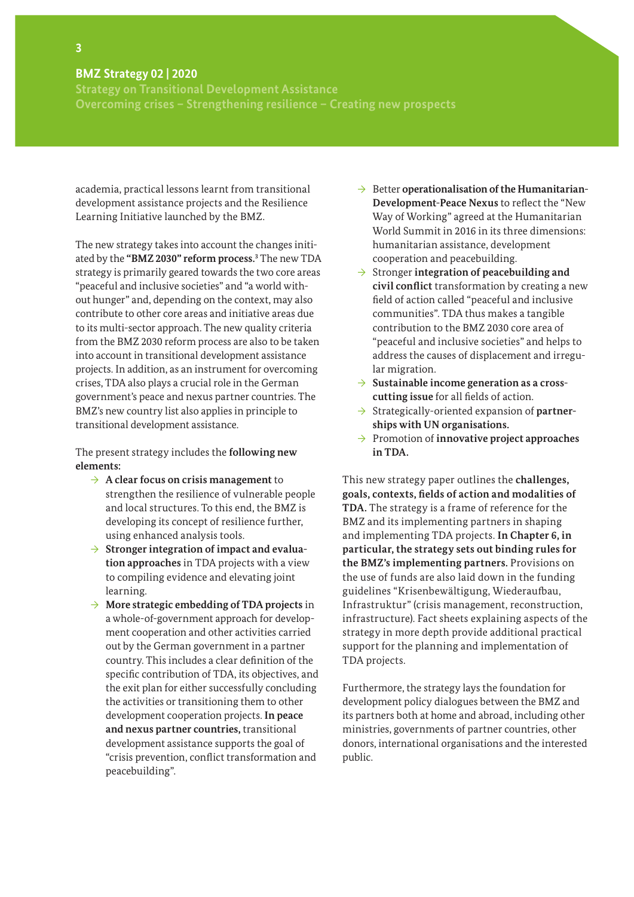academia, practical lessons learnt from transitional development assistance projects and the Resilience Learning Initiative launched by the BMZ.

The new strategy takes into account the changes initiated by the **"BMZ 2030" reform process.**[3] The new TDA strategy is primarily geared towards the two core areas "peaceful and inclusive societies" and "a world without hunger" and, depending on the context, may also contribute to other core areas and initiative areas due to its multi-sector approach. The new quality criteria from the BMZ 2030 reform process are also to be taken into account in transitional development assistance projects. In addition, as an instrument for overcoming crises, TDA also plays a crucial role in the German government's peace and nexus partner countries. The BMZ's new country list also applies in principle to transitional development assistance.

The present strategy includes the **following new elements:**

- → **A clear focus on crisis management** to strengthen the resilience of vulnerable people and local structures. To this end, the BMZ is developing its concept of resilience further, using enhanced analysis tools.
- → **Stronger integration of impact and evaluation approaches** in TDA projects with a view to compiling evidence and elevating joint learning.
- → **More strategic embedding of TDA projects** in a whole-of-government approach for development cooperation and other activities carried out by the German government in a partner country. This includes a clear definition of the specific contribution of TDA, its objectives, and the exit plan for either successfully concluding the activities or transitioning them to other development cooperation projects. **In peace and nexus partner countries,** transitional development assistance supports the goal of "crisis prevention, conflict transformation and peacebuilding".
- → Better **operationalisation of the Humanitarian-Development-Peace Nexus** to reflect the "New Way of Working" agreed at the Humanitarian World Summit in 2016 in its three dimensions: humanitarian assistance, development cooperation and peacebuilding.
- → Stronger **integration of peacebuilding and civil conflict** transformation by creating a new field of action called "peaceful and inclusive communities". TDA thus makes a tangible contribution to the BMZ 2030 core area of "peaceful and inclusive societies" and helps to address the causes of displacement and irregular migration.
- → **Sustainable income generation as a cross-cutting issue** for all fields of action.
- → Strategically-oriented expansion of **partnerships with UN organisations.**
- → Promotion of **innovative project approaches in TDA.**

This new strategy paper outlines the **challenges, goals, contexts, fields of action and modalities of TDA.** The strategy is a frame of reference for the BMZ and its implementing partners in shaping and implementing TDA projects. **In Chapter 6, in particular, the strategy sets out binding rules for the BMZ's implementing partners.** Provisions on the use of funds are also laid down in the funding guidelines "Krisenbewältigung, Wiederaufbau, Infrastruktur" (crisis management, reconstruction, infrastructure). Fact sheets explaining aspects of the strategy in more depth provide additional practical support for the planning and implementation of TDA projects.

Furthermore, the strategy lays the foundation for development policy dialogues between the BMZ and its partners both at home and abroad, including other ministries, governments of partner countries, other donors, international organisations and the interested public.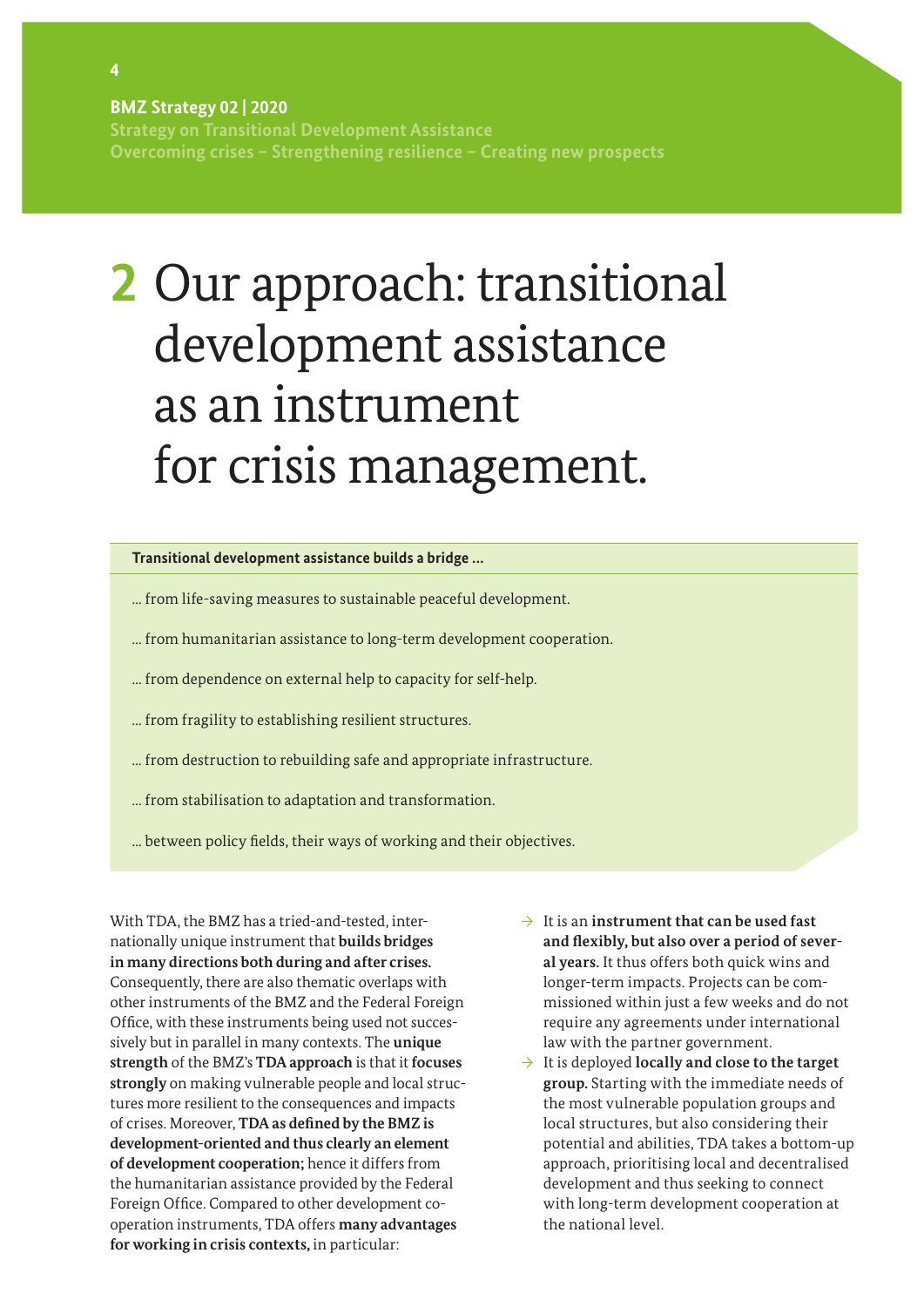# 2 Our approach: transitional development assistance as an instrument for crisis management.

**Transitional development assistance builds a bridge …**

… from life-saving measures to sustainable peaceful development.

… from humanitarian assistance to long-term development cooperation.

… from dependence on external help to capacity for self-help.

… from fragility to establishing resilient structures.

… from destruction to rebuilding safe and appropriate infrastructure.

… from stabilisation to adaptation and transformation.

… between policy fields, their ways of working and their objectives.

With TDA, the BMZ has a tried-and-tested, internationally unique instrument that **builds bridges in many directions both during and after crises.** Consequently, there are also thematic overlaps with other instruments of the BMZ and the Federal Foreign Office, with these instruments being used not successively but in parallel in many contexts. The **unique strength** of the BMZ's **TDA approach** is that it **focuses strongly** on making vulnerable people and local structures more resilient to the consequences and impacts of crises. Moreover, **TDA as defined by the BMZ is development-oriented and thus clearly an element of development cooperation;** hence it differs from the humanitarian assistance provided by the Federal Foreign Office. Compared to other development cooperation instruments, TDA offers **many advantages for working in crisis contexts,** in particular:

- It is an **instrument that can be used fast and flexibly, but also over a period of several years.** It thus offers both quick wins and longer-term impacts. Projects can be commissioned within just a few weeks and do not require any agreements under international law with the partner government.
- It is deployed **locally and close to the target group.** Starting with the immediate needs of the most vulnerable population groups and local structures, but also considering their potential and abilities, TDA takes a bottom-up approach, prioritising local and decentralised development and thus seeking to connect with long-term development cooperation at the national level.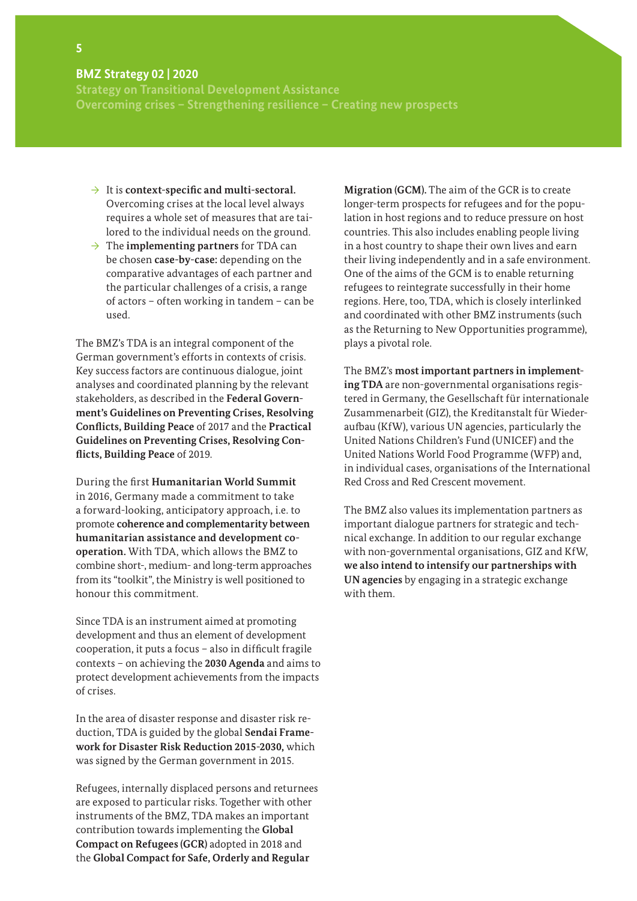- It is **context-specific and multi-sectoral.** Overcoming crises at the local level always requires a whole set of measures that are tailored to the individual needs on the ground.
- The **implementing partners** for TDA can be chosen **case-by-case:** depending on the comparative advantages of each partner and the particular challenges of a crisis, a range of actors – often working in tandem – can be used.

The BMZ's TDA is an integral component of the German government's efforts in contexts of crisis. Key success factors are continuous dialogue, joint analyses and coordinated planning by the relevant stakeholders, as described in the **Federal Government's Guidelines on Preventing Crises, Resolving Conflicts, Building Peace** of 2017 and the **Practical Guidelines on Preventing Crises, Resolving Conflicts, Building Peace** of 2019.

During the first **Humanitarian World Summit** in 2016, Germany made a commitment to take a forward-looking, anticipatory approach, i.e. to promote **coherence and complementarity between humanitarian assistance and development cooperation.** With TDA, which allows the BMZ to combine short-, medium- and long-term approaches from its "toolkit", the Ministry is well positioned to honour this commitment.

Since TDA is an instrument aimed at promoting development and thus an element of development cooperation, it puts a focus – also in difficult fragile contexts – on achieving the **2030 Agenda** and aims to protect development achievements from the impacts of crises.

In the area of disaster response and disaster risk reduction, TDA is guided by the global **Sendai Framework for Disaster Risk Reduction 2015-2030,** which was signed by the German government in 2015.

Refugees, internally displaced persons and returnees are exposed to particular risks. Together with other instruments of the BMZ, TDA makes an important contribution towards implementing the **Global Compact on Refugees (GCR)** adopted in 2018 and the **Global Compact for Safe, Orderly and Regular Migration (GCM).** The aim of the GCR is to create longer-term prospects for refugees and for the population in host regions and to reduce pressure on host countries. This also includes enabling people living in a host country to shape their own lives and earn their living independently and in a safe environment. One of the aims of the GCM is to enable returning refugees to reintegrate successfully in their home regions. Here, too, TDA, which is closely interlinked and coordinated with other BMZ instruments (such as the Returning to New Opportunities programme), plays a pivotal role.

The BMZ's **most important partners in implementing TDA** are non-governmental organisations registered in Germany, the Gesellschaft für internationale Zusammenarbeit (GIZ), the Kreditanstalt für Wiederaufbau (KfW), various UN agencies, particularly the United Nations Children's Fund (UNICEF) and the United Nations World Food Programme (WFP) and, in individual cases, organisations of the International Red Cross and Red Crescent movement.

The BMZ also values its implementation partners as important dialogue partners for strategic and technical exchange. In addition to our regular exchange with non-governmental organisations, GIZ and KfW, **we also intend to intensify our partnerships with UN agencies** by engaging in a strategic exchange with them.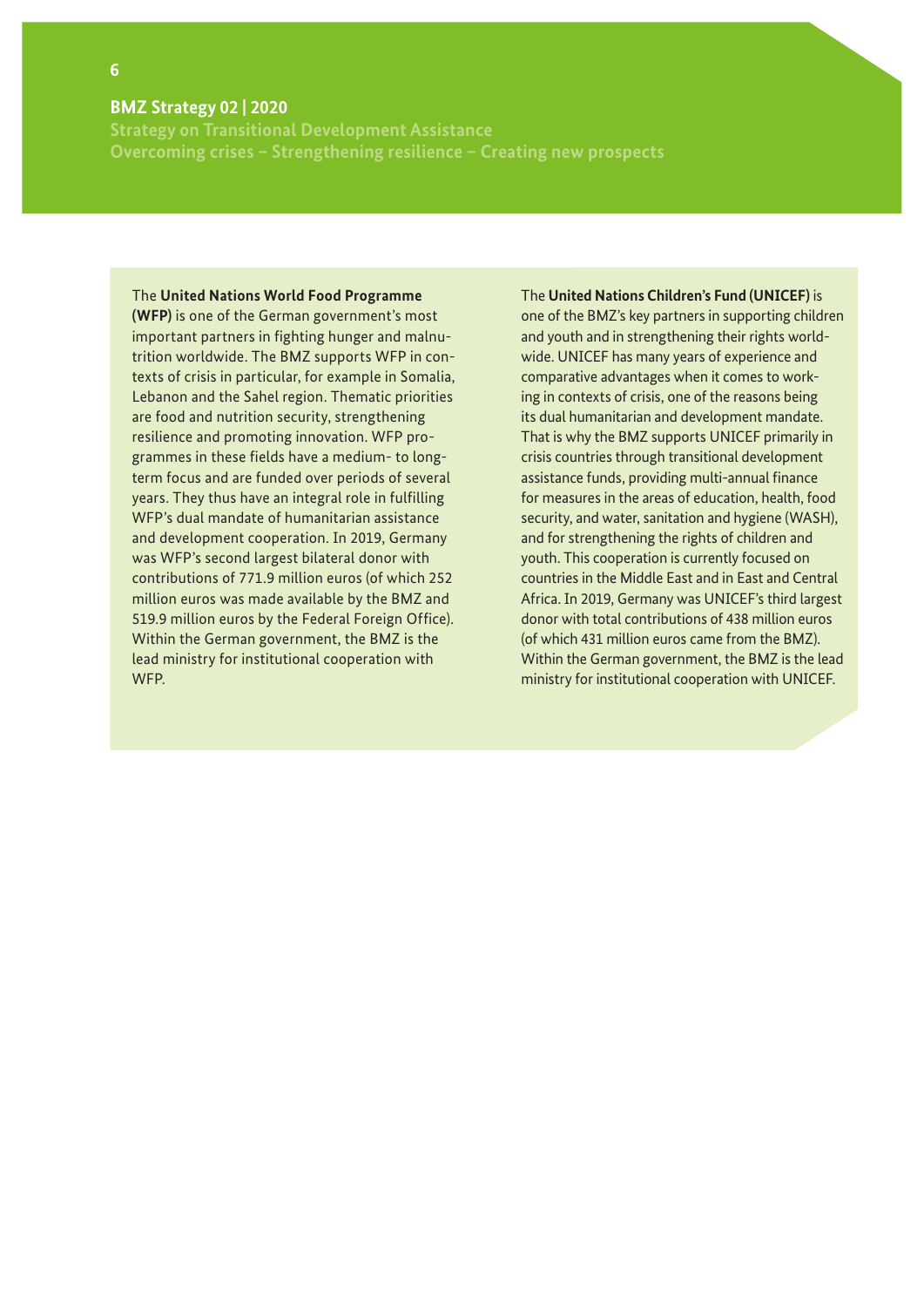The **United Nations World Food Programme (WFP)** is one of the German government's most important partners in fighting hunger and malnutrition worldwide. The BMZ supports WFP in contexts of crisis in particular, for example in Somalia, Lebanon and the Sahel region. Thematic priorities are food and nutrition security, strengthening resilience and promoting innovation. WFP programmes in these fields have a medium- to long-term focus and are funded over periods of several years. They thus have an integral role in fulfilling WFP's dual mandate of humanitarian assistance and development cooperation. In 2019, Germany was WFP's second largest bilateral donor with contributions of 771.9 million euros (of which 252 million euros was made available by the BMZ and 519.9 million euros by the Federal Foreign Office). Within the German government, the BMZ is the lead ministry for institutional cooperation with WFP.

The **United Nations Children's Fund (UNICEF)** is one of the BMZ's key partners in supporting children and youth and in strengthening their rights worldwide. UNICEF has many years of experience and comparative advantages when it comes to working in contexts of crisis, one of the reasons being its dual humanitarian and development mandate. That is why the BMZ supports UNICEF primarily in crisis countries through transitional development assistance funds, providing multi-annual finance for measures in the areas of education, health, food security, and water, sanitation and hygiene (WASH), and for strengthening the rights of children and youth. This cooperation is currently focused on countries in the Middle East and in East and Central Africa. In 2019, Germany was UNICEF's third largest donor with total contributions of 438 million euros (of which 431 million euros came from the BMZ). Within the German government, the BMZ is the lead ministry for institutional cooperation with UNICEF.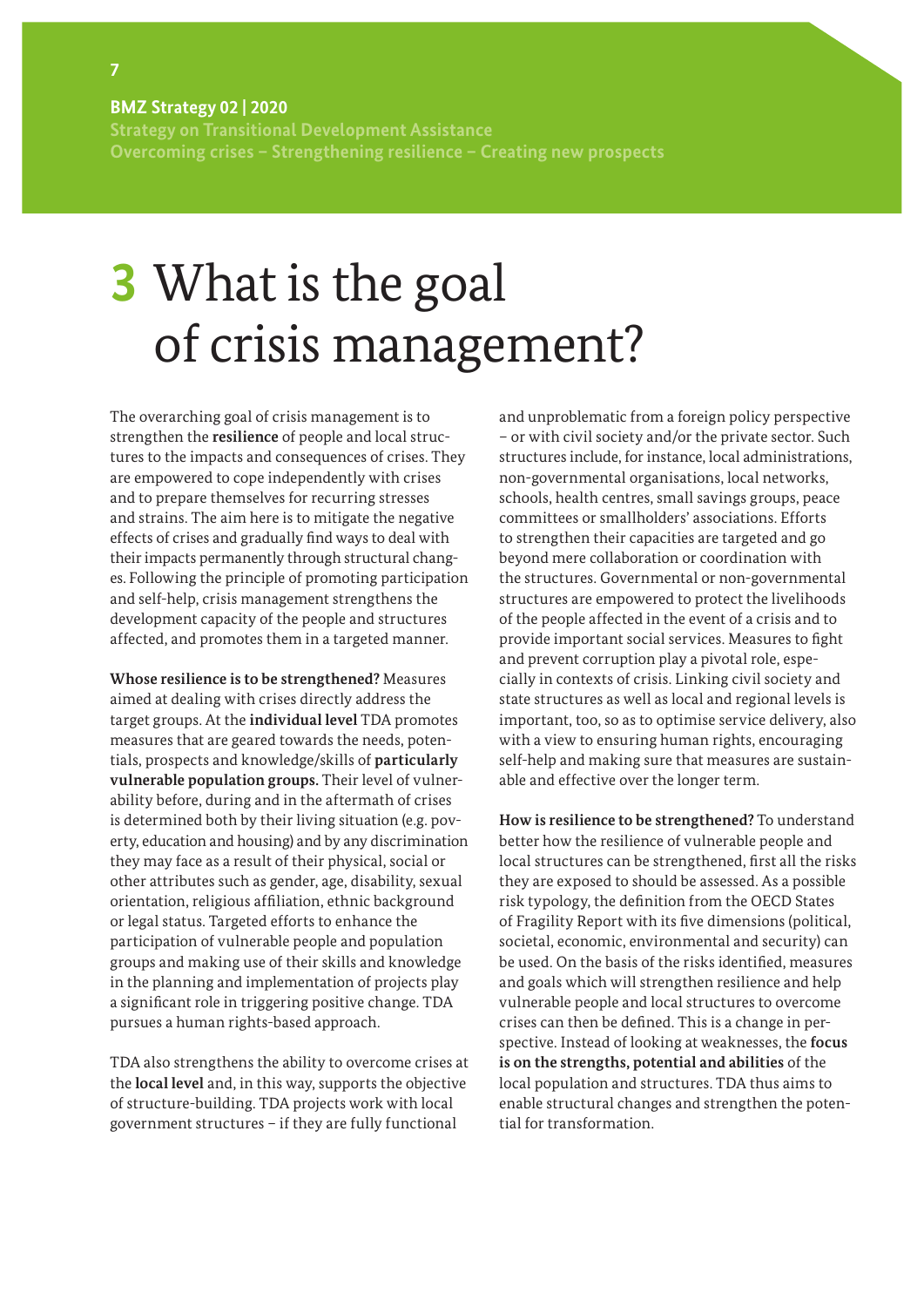# 3 What is the goal of crisis management?

The overarching goal of crisis management is to strengthen the **resilience** of people and local structures to the impacts and consequences of crises. They are empowered to cope independently with crises and to prepare themselves for recurring stresses and strains. The aim here is to mitigate the negative effects of crises and gradually find ways to deal with their impacts permanently through structural changes. Following the principle of promoting participation and self-help, crisis management strengthens the development capacity of the people and structures affected, and promotes them in a targeted manner.

**Whose resilience is to be strengthened?** Measures aimed at dealing with crises directly address the target groups. At the **individual level** TDA promotes measures that are geared towards the needs, potentials, prospects and knowledge/skills of **particularly vulnerable population groups.** Their level of vulnerability before, during and in the aftermath of crises is determined both by their living situation (e.g. poverty, education and housing) and by any discrimination they may face as a result of their physical, social or other attributes such as gender, age, disability, sexual orientation, religious affiliation, ethnic background or legal status. Targeted efforts to enhance the participation of vulnerable people and population groups and making use of their skills and knowledge in the planning and implementation of projects play a significant role in triggering positive change. TDA pursues a human rights-based approach.

TDA also strengthens the ability to overcome crises at the **local level** and, in this way, supports the objective of structure-building. TDA projects work with local government structures – if they are fully functional and unproblematic from a foreign policy perspective – or with civil society and/or the private sector. Such structures include, for instance, local administrations, non-governmental organisations, local networks, schools, health centres, small savings groups, peace committees or smallholders' associations. Efforts to strengthen their capacities are targeted and go beyond mere collaboration or coordination with the structures. Governmental or non-governmental structures are empowered to protect the livelihoods of the people affected in the event of a crisis and to provide important social services. Measures to fight and prevent corruption play a pivotal role, especially in contexts of crisis. Linking civil society and state structures as well as local and regional levels is important, too, so as to optimise service delivery, also with a view to ensuring human rights, encouraging self-help and making sure that measures are sustainable and effective over the longer term.

**How is resilience to be strengthened?** To understand better how the resilience of vulnerable people and local structures can be strengthened, first all the risks they are exposed to should be assessed. As a possible risk typology, the definition from the OECD States of Fragility Report with its five dimensions (political, societal, economic, environmental and security) can be used. On the basis of the risks identified, measures and goals which will strengthen resilience and help vulnerable people and local structures to overcome crises can then be defined. This is a change in perspective. Instead of looking at weaknesses, the **focus is on the strengths, potential and abilities** of the local population and structures. TDA thus aims to enable structural changes and strengthen the potential for transformation.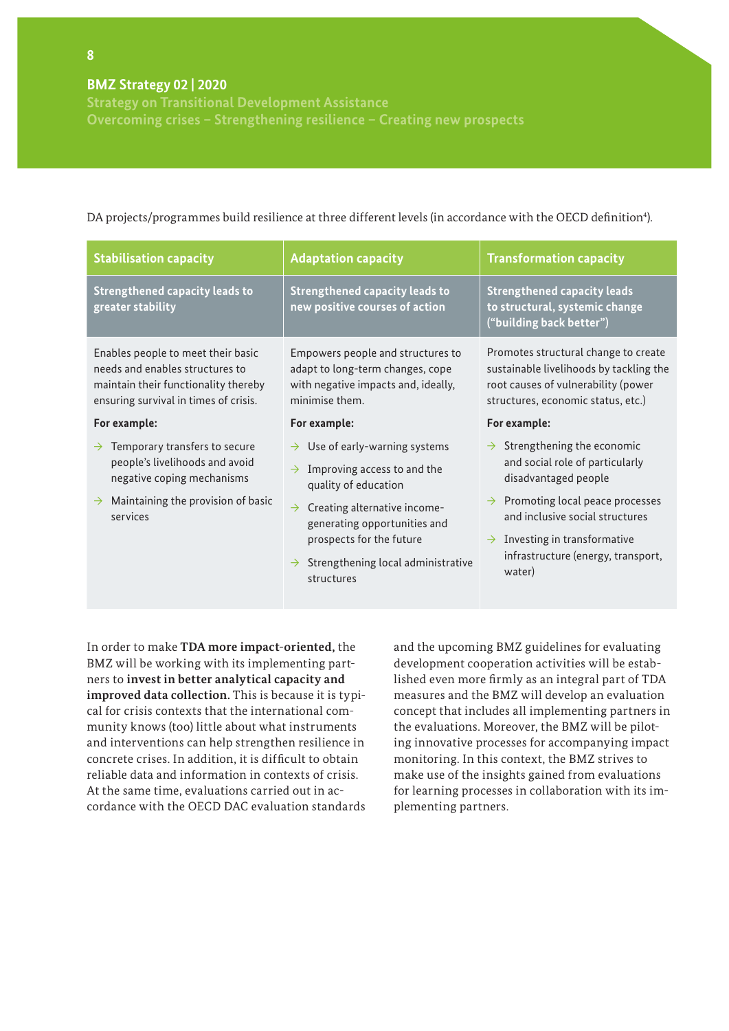DA projects/programmes build resilience at three different levels (in accordance with the OECD definition[4]).

| Stabilisation capacity | Adaptation capacity | Transformation capacity |
|---|---|---|
| **Strengthened capacity leads to greater stability** | **Strengthened capacity leads to new positive courses of action** | **Strengthened capacity leads to structural, systemic change ("building back better")** |
| Enables people to meet their basic needs and enables structures to maintain their functionality thereby ensuring survival in times of crisis.<br><br>**For example:**<br>→ Temporary transfers to secure people's livelihoods and avoid negative coping mechanisms<br>→ Maintaining the provision of basic services | Empowers people and structures to adapt to long-term changes, cope with negative impacts and, ideally, minimise them.<br><br>**For example:**<br>→ Use of early-warning systems<br>→ Improving access to and the quality of education<br>→ Creating alternative income-generating opportunities and prospects for the future<br>→ Strengthening local administrative structures | Promotes structural change to create sustainable livelihoods by tackling the root causes of vulnerability (power structures, economic status, etc.)<br><br>**For example:**<br>→ Strengthening the economic and social role of particularly disadvantaged people<br>→ Promoting local peace processes and inclusive social structures<br>→ Investing in transformative infrastructure (energy, transport, water) |

In order to make **TDA more impact-oriented,** the BMZ will be working with its implementing partners to **invest in better analytical capacity and improved data collection.** This is because it is typical for crisis contexts that the international community knows (too) little about what instruments and interventions can help strengthen resilience in concrete crises. In addition, it is difficult to obtain reliable data and information in contexts of crisis. At the same time, evaluations carried out in accordance with the OECD DAC evaluation standards and the upcoming BMZ guidelines for evaluating development cooperation activities will be established even more firmly as an integral part of TDA measures and the BMZ will develop an evaluation concept that includes all implementing partners in the evaluations. Moreover, the BMZ will be piloting innovative processes for accompanying impact monitoring. In this context, the BMZ strives to make use of the insights gained from evaluations for learning processes in collaboration with its implementing partners.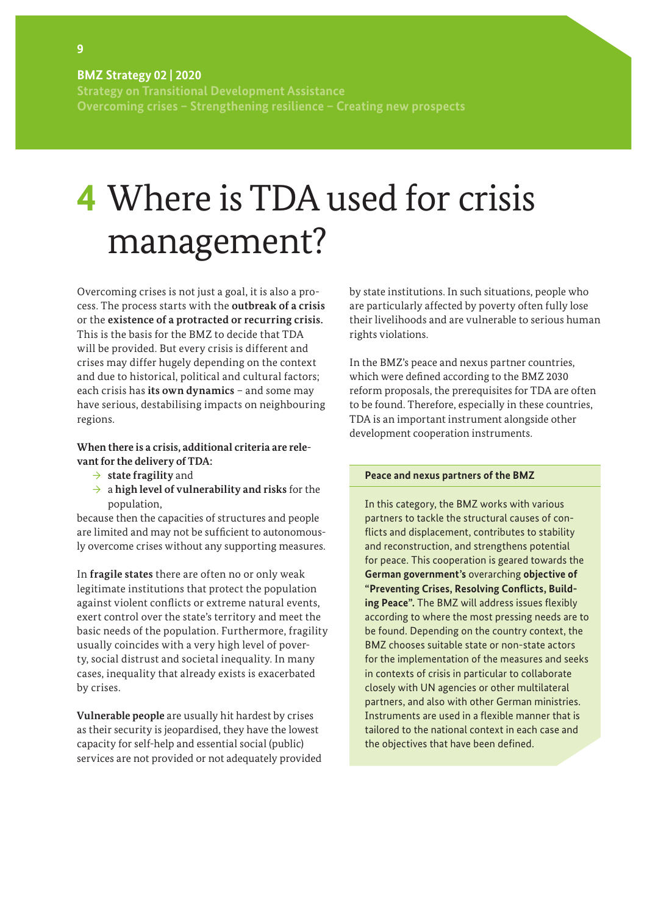# 4 Where is TDA used for crisis management?

Overcoming crises is not just a goal, it is also a process. The process starts with the **outbreak of a crisis** or the **existence of a protracted or recurring crisis.** This is the basis for the BMZ to decide that TDA will be provided. But every crisis is different and crises may differ hugely depending on the context and due to historical, political and cultural factors; each crisis has **its own dynamics** – and some may have serious, destabilising impacts on neighbouring regions.

**When there is a crisis, additional criteria are relevant for the delivery of TDA:**

- → **state fragility** and
- → a **high level of vulnerability and risks** for the population,

because then the capacities of structures and people are limited and may not be sufficient to autonomously overcome crises without any supporting measures.

In **fragile states** there are often no or only weak legitimate institutions that protect the population against violent conflicts or extreme natural events, exert control over the state's territory and meet the basic needs of the population. Furthermore, fragility usually coincides with a very high level of poverty, social distrust and societal inequality. In many cases, inequality that already exists is exacerbated by crises.

**Vulnerable people** are usually hit hardest by crises as their security is jeopardised, they have the lowest capacity for self-help and essential social (public) services are not provided or not adequately provided by state institutions. In such situations, people who are particularly affected by poverty often fully lose their livelihoods and are vulnerable to serious human rights violations.

In the BMZ's peace and nexus partner countries, which were defined according to the BMZ 2030 reform proposals, the prerequisites for TDA are often to be found. Therefore, especially in these countries, TDA is an important instrument alongside other development cooperation instruments.

**Peace and nexus partners of the BMZ**

In this category, the BMZ works with various partners to tackle the structural causes of conflicts and displacement, contributes to stability and reconstruction, and strengthens potential for peace. This cooperation is geared towards the **German government's** overarching **objective of "Preventing Crises, Resolving Conflicts, Building Peace".** The BMZ will address issues flexibly according to where the most pressing needs are to be found. Depending on the country context, the BMZ chooses suitable state or non-state actors for the implementation of the measures and seeks in contexts of crisis in particular to collaborate closely with UN agencies or other multilateral partners, and also with other German ministries. Instruments are used in a flexible manner that is tailored to the national context in each case and the objectives that have been defined.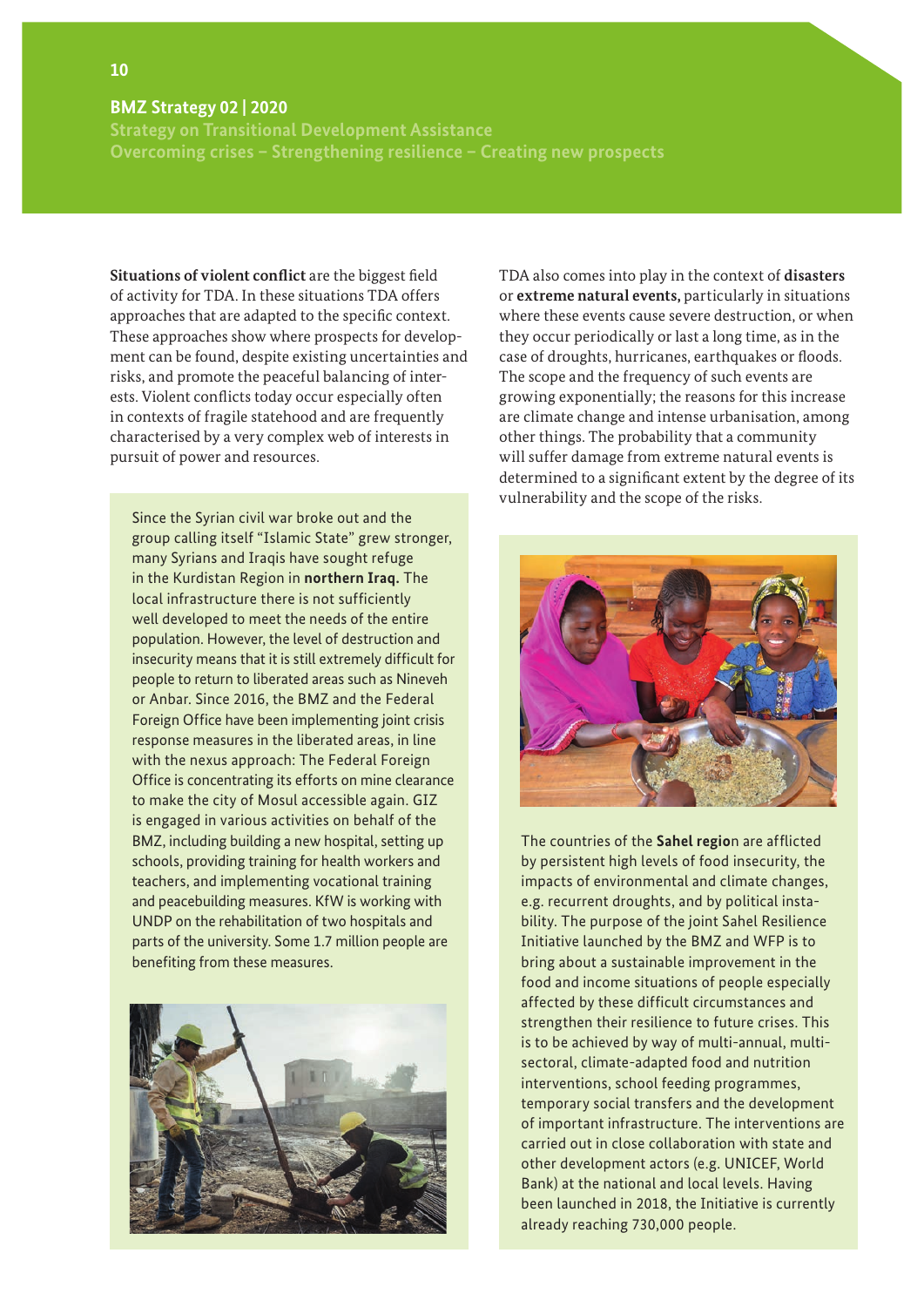**Situations of violent conflict** are the biggest field of activity for TDA. In these situations TDA offers approaches that are adapted to the specific context. These approaches show where prospects for development can be found, despite existing uncertainties and risks, and promote the peaceful balancing of interests. Violent conflicts today occur especially often in contexts of fragile statehood and are frequently characterised by a very complex web of interests in pursuit of power and resources.

Since the Syrian civil war broke out and the group calling itself "Islamic State" grew stronger, many Syrians and Iraqis have sought refuge in the Kurdistan Region in **northern Iraq.** The local infrastructure there is not sufficiently well developed to meet the needs of the entire population. However, the level of destruction and insecurity means that it is still extremely difficult for people to return to liberated areas such as Nineveh or Anbar. Since 2016, the BMZ and the Federal Foreign Office have been implementing joint crisis response measures in the liberated areas, in line with the nexus approach: The Federal Foreign Office is concentrating its efforts on mine clearance to make the city of Mosul accessible again. GIZ is engaged in various activities on behalf of the BMZ, including building a new hospital, setting up schools, providing training for health workers and teachers, and implementing vocational training and peacebuilding measures. KfW is working with UNDP on the rehabilitation of two hospitals and parts of the university. Some 1.7 million people are benefiting from these measures.

TDA also comes into play in the context of **disasters** or **extreme natural events,** particularly in situations where these events cause severe destruction, or when they occur periodically or last a long time, as in the case of droughts, hurricanes, earthquakes or floods. The scope and the frequency of such events are growing exponentially; the reasons for this increase are climate change and intense urbanisation, among other things. The probability that a community will suffer damage from extreme natural events is determined to a significant extent by the degree of its vulnerability and the scope of the risks.

The countries of the **Sahel region** are afflicted by persistent high levels of food insecurity, the impacts of environmental and climate changes, e.g. recurrent droughts, and by political instability. The purpose of the joint Sahel Resilience Initiative launched by the BMZ and WFP is to bring about a sustainable improvement in the food and income situations of people especially affected by these difficult circumstances and strengthen their resilience to future crises. This is to be achieved by way of multi-annual, multi-sectoral, climate-adapted food and nutrition interventions, school feeding programmes, temporary social transfers and the development of important infrastructure. The interventions are carried out in close collaboration with state and other development actors (e.g. UNICEF, World Bank) at the national and local levels. Having been launched in 2018, the Initiative is currently already reaching 730,000 people.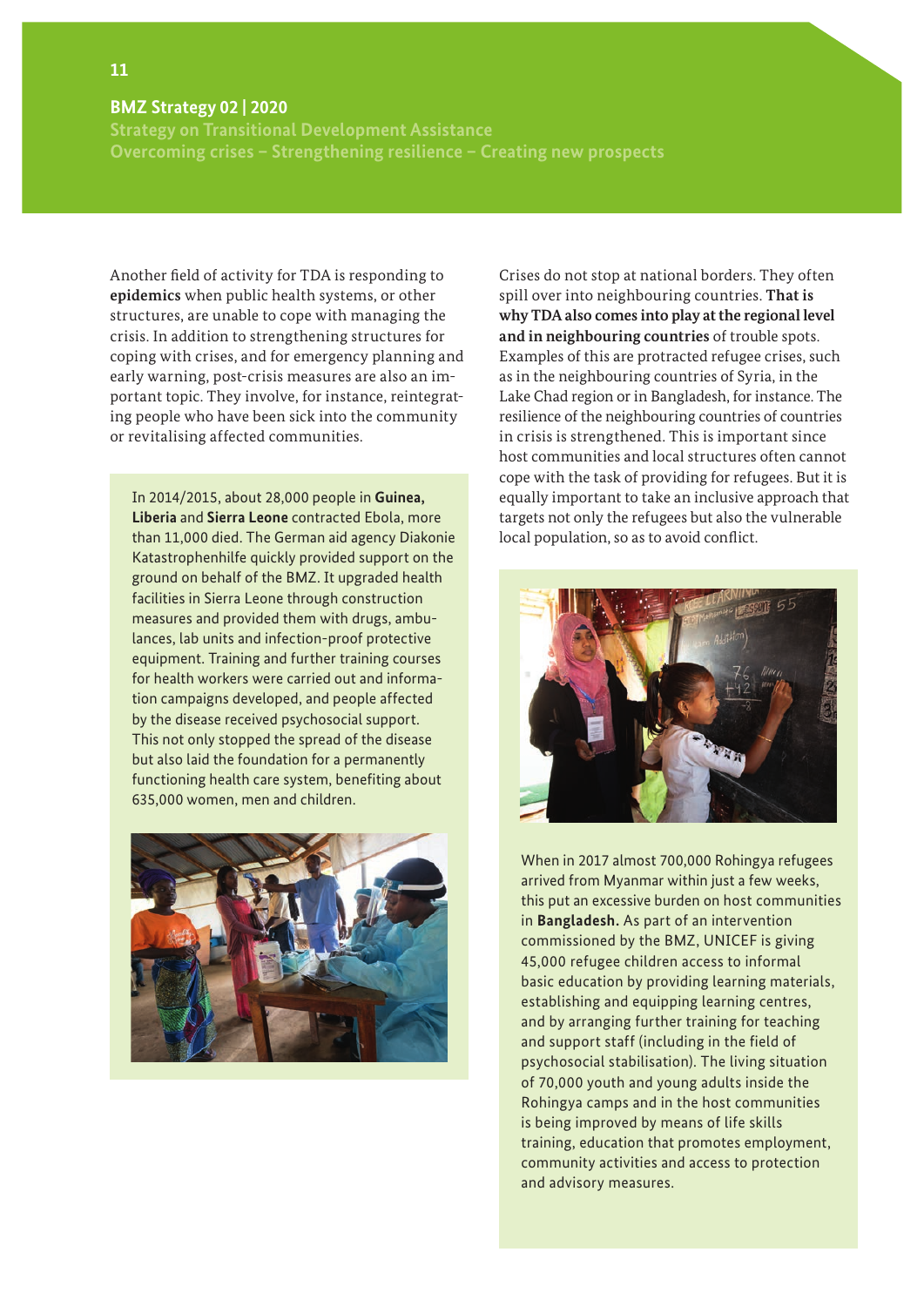Another field of activity for TDA is responding to **epidemics** when public health systems, or other structures, are unable to cope with managing the crisis. In addition to strengthening structures for coping with crises, and for emergency planning and early warning, post-crisis measures are also an important topic. They involve, for instance, reintegrating people who have been sick into the community or revitalising affected communities.

In 2014/2015, about 28,000 people in **Guinea, Liberia** and **Sierra Leone** contracted Ebola, more than 11,000 died. The German aid agency Diakonie Katastrophenhilfe quickly provided support on the ground on behalf of the BMZ. It upgraded health facilities in Sierra Leone through construction measures and provided them with drugs, ambulances, lab units and infection-proof protective equipment. Training and further training courses for health workers were carried out and information campaigns developed, and people affected by the disease received psychosocial support. This not only stopped the spread of the disease but also laid the foundation for a permanently functioning health care system, benefiting about 635,000 women, men and children.

Crises do not stop at national borders. They often spill over into neighbouring countries. **That is why TDA also comes into play at the regional level and in neighbouring countries** of trouble spots. Examples of this are protracted refugee crises, such as in the neighbouring countries of Syria, in the Lake Chad region or in Bangladesh, for instance. The resilience of the neighbouring countries of countries in crisis is strengthened. This is important since host communities and local structures often cannot cope with the task of providing for refugees. But it is equally important to take an inclusive approach that targets not only the refugees but also the vulnerable local population, so as to avoid conflict.

When in 2017 almost 700,000 Rohingya refugees arrived from Myanmar within just a few weeks, this put an excessive burden on host communities in **Bangladesh.** As part of an intervention commissioned by the BMZ, UNICEF is giving 45,000 refugee children access to informal basic education by providing learning materials, establishing and equipping learning centres, and by arranging further training for teaching and support staff (including in the field of psychosocial stabilisation). The living situation of 70,000 youth and young adults inside the Rohingya camps and in the host communities is being improved by means of life skills training, education that promotes employment, community activities and access to protection and advisory measures.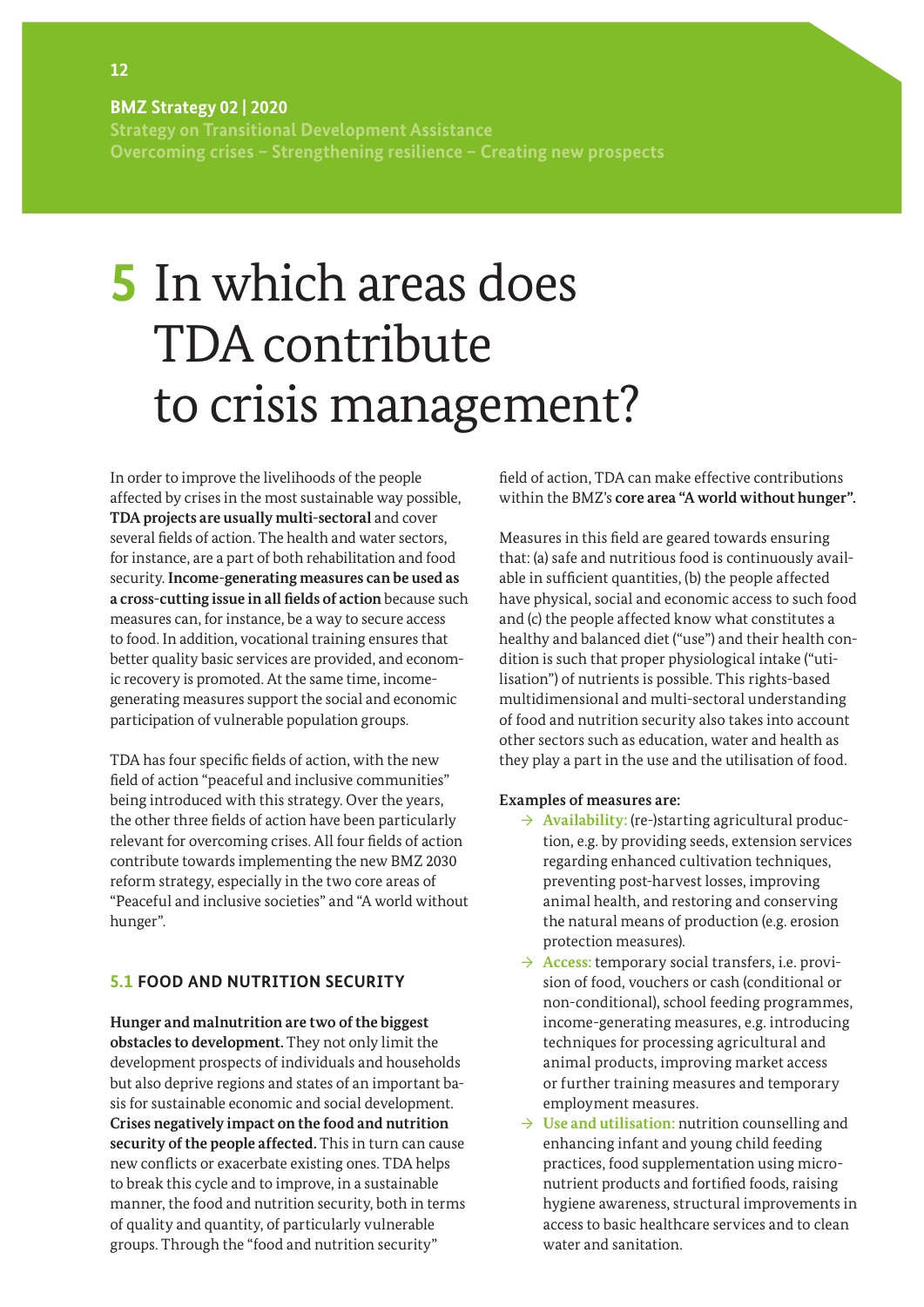# 5 In which areas does TDA contribute to crisis management?

In order to improve the livelihoods of the people affected by crises in the most sustainable way possible, **TDA projects are usually multi-sectoral** and cover several fields of action. The health and water sectors, for instance, are a part of both rehabilitation and food security. **Income-generating measures can be used as a cross-cutting issue in all fields of action** because such measures can, for instance, be a way to secure access to food. In addition, vocational training ensures that better quality basic services are provided, and economic recovery is promoted. At the same time, income-generating measures support the social and economic participation of vulnerable population groups.

TDA has four specific fields of action, with the new field of action "peaceful and inclusive communities" being introduced with this strategy. Over the years, the other three fields of action have been particularly relevant for overcoming crises. All four fields of action contribute towards implementing the new BMZ 2030 reform strategy, especially in the two core areas of "Peaceful and inclusive societies" and "A world without hunger".

## 5.1 FOOD AND NUTRITION SECURITY

**Hunger and malnutrition are two of the biggest obstacles to development.** They not only limit the development prospects of individuals and households but also deprive regions and states of an important basis for sustainable economic and social development. **Crises negatively impact on the food and nutrition security of the people affected.** This in turn can cause new conflicts or exacerbate existing ones. TDA helps to break this cycle and to improve, in a sustainable manner, the food and nutrition security, both in terms of quality and quantity, of particularly vulnerable groups. Through the "food and nutrition security" field of action, TDA can make effective contributions within the BMZ's **core area "A world without hunger".**

Measures in this field are geared towards ensuring that: (a) safe and nutritious food is continuously available in sufficient quantities, (b) the people affected have physical, social and economic access to such food and (c) the people affected know what constitutes a healthy and balanced diet ("use") and their health condition is such that proper physiological intake ("utilisation") of nutrients is possible. This rights-based multidimensional and multi-sectoral understanding of food and nutrition security also takes into account other sectors such as education, water and health as they play a part in the use and the utilisation of food.

**Examples of measures are:**

- → **Availability:** (re-)starting agricultural production, e.g. by providing seeds, extension services regarding enhanced cultivation techniques, preventing post-harvest losses, improving animal health, and restoring and conserving the natural means of production (e.g. erosion protection measures).
- → **Access:** temporary social transfers, i.e. provision of food, vouchers or cash (conditional or non-conditional), school feeding programmes, income-generating measures, e.g. introducing techniques for processing agricultural and animal products, improving market access or further training measures and temporary employment measures.
- → **Use and utilisation:** nutrition counselling and enhancing infant and young child feeding practices, food supplementation using micronutrient products and fortified foods, raising hygiene awareness, structural improvements in access to basic healthcare services and to clean water and sanitation.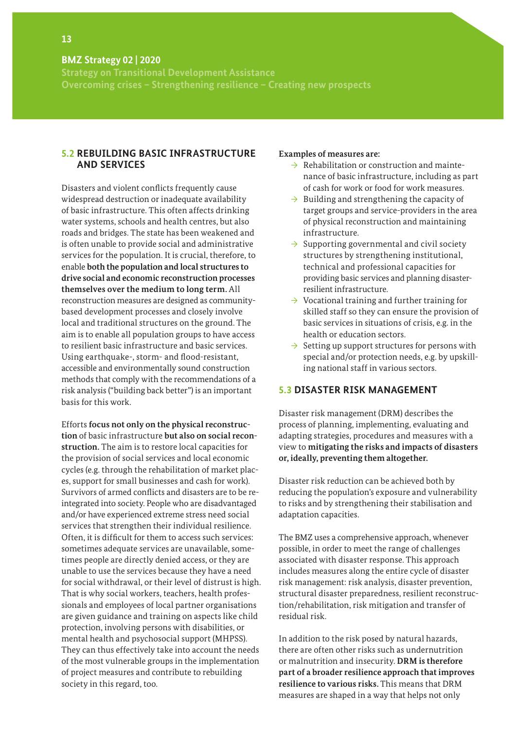## 5.2 REBUILDING BASIC INFRASTRUCTURE AND SERVICES

Disasters and violent conflicts frequently cause widespread destruction or inadequate availability of basic infrastructure. This often affects drinking water systems, schools and health centres, but also roads and bridges. The state has been weakened and is often unable to provide social and administrative services for the population. It is crucial, therefore, to enable **both the population and local structures to drive social and economic reconstruction processes themselves over the medium to long term.** All reconstruction measures are designed as community-based development processes and closely involve local and traditional structures on the ground. The aim is to enable all population groups to have access to resilient basic infrastructure and basic services. Using earthquake-, storm- and flood-resistant, accessible and environmentally sound construction methods that comply with the recommendations of a risk analysis ("building back better") is an important basis for this work.

Efforts **focus not only on the physical reconstruction** of basic infrastructure **but also on social reconstruction.** The aim is to restore local capacities for the provision of social services and local economic cycles (e.g. through the rehabilitation of market places, support for small businesses and cash for work). Survivors of armed conflicts and disasters are to be reintegrated into society. People who are disadvantaged and/or have experienced extreme stress need social services that strengthen their individual resilience. Often, it is difficult for them to access such services: sometimes adequate services are unavailable, sometimes people are directly denied access, or they are unable to use the services because they have a need for social withdrawal, or their level of distrust is high. That is why social workers, teachers, health professionals and employees of local partner organisations are given guidance and training on aspects like child protection, involving persons with disabilities, or mental health and psychosocial support (MHPSS). They can thus effectively take into account the needs of the most vulnerable groups in the implementation of project measures and contribute to rebuilding society in this regard, too.

**Examples of measures are:**

- Rehabilitation or construction and maintenance of basic infrastructure, including as part of cash for work or food for work measures.
- Building and strengthening the capacity of target groups and service-providers in the area of physical reconstruction and maintaining infrastructure.
- Supporting governmental and civil society structures by strengthening institutional, technical and professional capacities for providing basic services and planning disaster-resilient infrastructure.
- Vocational training and further training for skilled staff so they can ensure the provision of basic services in situations of crisis, e.g. in the health or education sectors.
- Setting up support structures for persons with special and/or protection needs, e.g. by upskilling national staff in various sectors.

## 5.3 DISASTER RISK MANAGEMENT

Disaster risk management (DRM) describes the process of planning, implementing, evaluating and adapting strategies, procedures and measures with a view to **mitigating the risks and impacts of disasters or, ideally, preventing them altogether.**

Disaster risk reduction can be achieved both by reducing the population's exposure and vulnerability to risks and by strengthening their stabilisation and adaptation capacities.

The BMZ uses a comprehensive approach, whenever possible, in order to meet the range of challenges associated with disaster response. This approach includes measures along the entire cycle of disaster risk management: risk analysis, disaster prevention, structural disaster preparedness, resilient reconstruction/rehabilitation, risk mitigation and transfer of residual risk.

In addition to the risk posed by natural hazards, there are often other risks such as undernutrition or malnutrition and insecurity. **DRM is therefore part of a broader resilience approach that improves resilience to various risks.** This means that DRM measures are shaped in a way that helps not only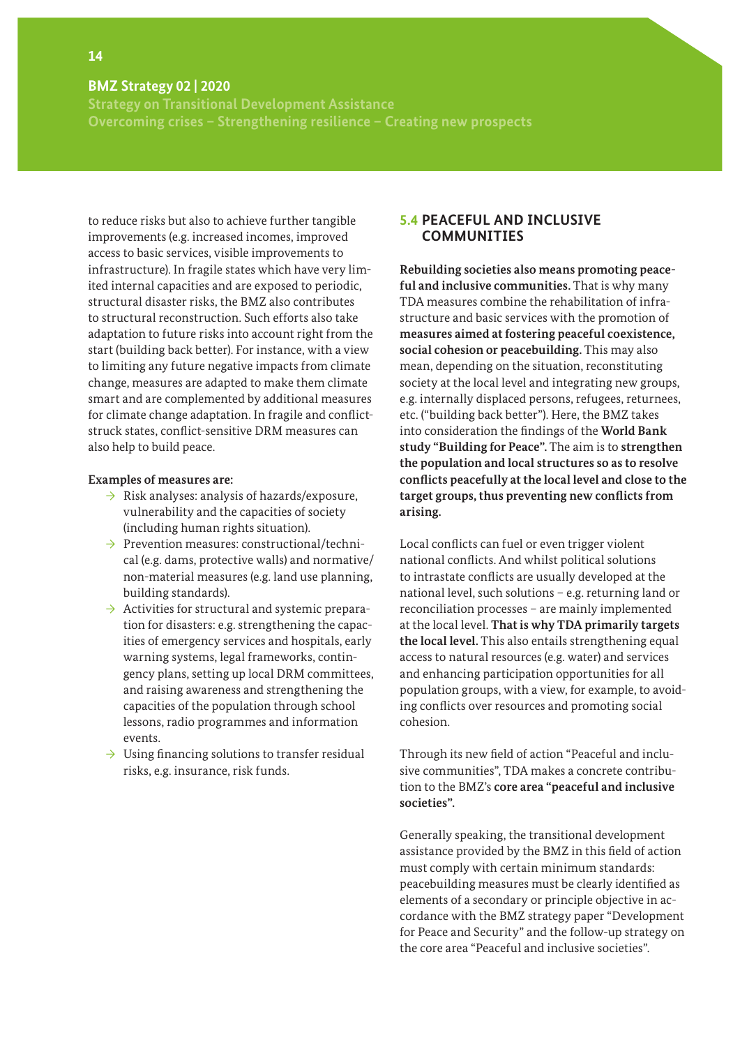to reduce risks but also to achieve further tangible improvements (e.g. increased incomes, improved access to basic services, visible improvements to infrastructure). In fragile states which have very limited internal capacities and are exposed to periodic, structural disaster risks, the BMZ also contributes to structural reconstruction. Such efforts also take adaptation to future risks into account right from the start (building back better). For instance, with a view to limiting any future negative impacts from climate change, measures are adapted to make them climate smart and are complemented by additional measures for climate change adaptation. In fragile and conflict-struck states, conflict-sensitive DRM measures can also help to build peace.

**Examples of measures are:**

- Risk analyses: analysis of hazards/exposure, vulnerability and the capacities of society (including human rights situation).
- Prevention measures: constructional/technical (e.g. dams, protective walls) and normative/non-material measures (e.g. land use planning, building standards).
- Activities for structural and systemic preparation for disasters: e.g. strengthening the capacities of emergency services and hospitals, early warning systems, legal frameworks, contingency plans, setting up local DRM committees, and raising awareness and strengthening the capacities of the population through school lessons, radio programmes and information events.
- Using financing solutions to transfer residual risks, e.g. insurance, risk funds.

## 5.4 PEACEFUL AND INCLUSIVE COMMUNITIES

**Rebuilding societies also means promoting peaceful and inclusive communities.** That is why many TDA measures combine the rehabilitation of infrastructure and basic services with the promotion of **measures aimed at fostering peaceful coexistence, social cohesion or peacebuilding.** This may also mean, depending on the situation, reconstituting society at the local level and integrating new groups, e.g. internally displaced persons, refugees, returnees, etc. ("building back better"). Here, the BMZ takes into consideration the findings of the **World Bank study "Building for Peace".** The aim is to **strengthen the population and local structures so as to resolve conflicts peacefully at the local level and close to the target groups, thus preventing new conflicts from arising.**

Local conflicts can fuel or even trigger violent national conflicts. And whilst political solutions to intrastate conflicts are usually developed at the national level, such solutions – e.g. returning land or reconciliation processes – are mainly implemented at the local level. **That is why TDA primarily targets the local level.** This also entails strengthening equal access to natural resources (e.g. water) and services and enhancing participation opportunities for all population groups, with a view, for example, to avoiding conflicts over resources and promoting social cohesion.

Through its new field of action "Peaceful and inclusive communities", TDA makes a concrete contribution to the BMZ's **core area "peaceful and inclusive societies".**

Generally speaking, the transitional development assistance provided by the BMZ in this field of action must comply with certain minimum standards: peacebuilding measures must be clearly identified as elements of a secondary or principle objective in accordance with the BMZ strategy paper "Development for Peace and Security" and the follow-up strategy on the core area "Peaceful and inclusive societies".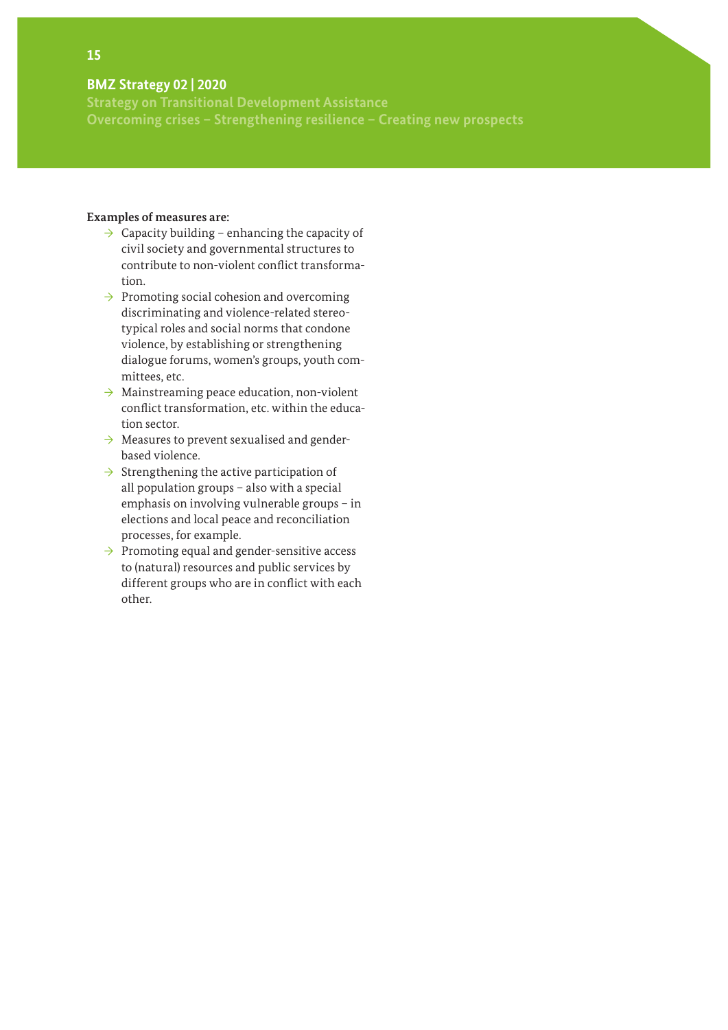**Examples of measures are:**

- Capacity building – enhancing the capacity of civil society and governmental structures to contribute to non-violent conflict transformation.
- Promoting social cohesion and overcoming discriminating and violence-related stereotypical roles and social norms that condone violence, by establishing or strengthening dialogue forums, women's groups, youth committees, etc.
- Mainstreaming peace education, non-violent conflict transformation, etc. within the education sector.
- Measures to prevent sexualised and gender-based violence.
- Strengthening the active participation of all population groups – also with a special emphasis on involving vulnerable groups – in elections and local peace and reconciliation processes, for example.
- Promoting equal and gender-sensitive access to (natural) resources and public services by different groups who are in conflict with each other.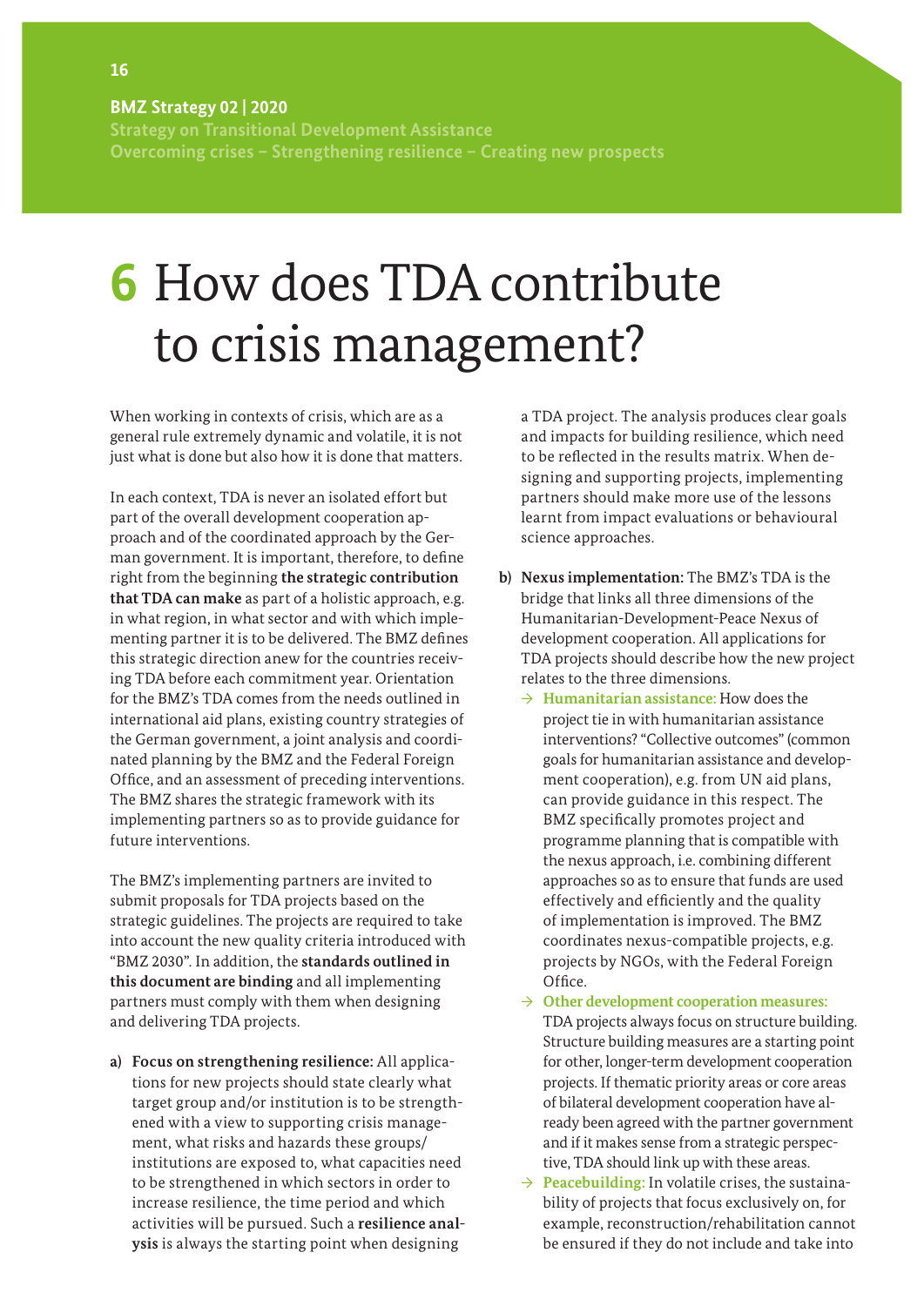# 6 How does TDA contribute to crisis management?

When working in contexts of crisis, which are as a general rule extremely dynamic and volatile, it is not just what is done but also how it is done that matters.

In each context, TDA is never an isolated effort but part of the overall development cooperation approach and of the coordinated approach by the German government. It is important, therefore, to define right from the beginning **the strategic contribution that TDA can make** as part of a holistic approach, e.g. in what region, in what sector and with which implementing partner it is to be delivered. The BMZ defines this strategic direction anew for the countries receiving TDA before each commitment year. Orientation for the BMZ's TDA comes from the needs outlined in international aid plans, existing country strategies of the German government, a joint analysis and coordinated planning by the BMZ and the Federal Foreign Office, and an assessment of preceding interventions. The BMZ shares the strategic framework with its implementing partners so as to provide guidance for future interventions.

The BMZ's implementing partners are invited to submit proposals for TDA projects based on the strategic guidelines. The projects are required to take into account the new quality criteria introduced with "BMZ 2030". In addition, the **standards outlined in this document are binding** and all implementing partners must comply with them when designing and delivering TDA projects.

a) **Focus on strengthening resilience:** All applications for new projects should state clearly what target group and/or institution is to be strengthened with a view to supporting crisis management, what risks and hazards these groups/institutions are exposed to, what capacities need to be strengthened in which sectors in order to increase resilience, the time period and which activities will be pursued. Such a **resilience analysis** is always the starting point when designing a TDA project. The analysis produces clear goals and impacts for building resilience, which need to be reflected in the results matrix. When designing and supporting projects, implementing partners should make more use of the lessons learnt from impact evaluations or behavioural science approaches.

b) **Nexus implementation:** The BMZ's TDA is the bridge that links all three dimensions of the Humanitarian-Development-Peace Nexus of development cooperation. All applications for TDA projects should describe how the new project relates to the three dimensions.
   - → **Humanitarian assistance:** How does the project tie in with humanitarian assistance interventions? "Collective outcomes" (common goals for humanitarian assistance and development cooperation), e.g. from UN aid plans, can provide guidance in this respect. The BMZ specifically promotes project and programme planning that is compatible with the nexus approach, i.e. combining different approaches so as to ensure that funds are used effectively and efficiently and the quality of implementation is improved. The BMZ coordinates nexus-compatible projects, e.g. projects by NGOs, with the Federal Foreign Office.
   - → **Other development cooperation measures:** TDA projects always focus on structure building. Structure building measures are a starting point for other, longer-term development cooperation projects. If thematic priority areas or core areas of bilateral development cooperation have already been agreed with the partner government and if it makes sense from a strategic perspective, TDA should link up with these areas.
   - → **Peacebuilding:** In volatile crises, the sustainability of projects that focus exclusively on, for example, reconstruction/rehabilitation cannot be ensured if they do not include and take into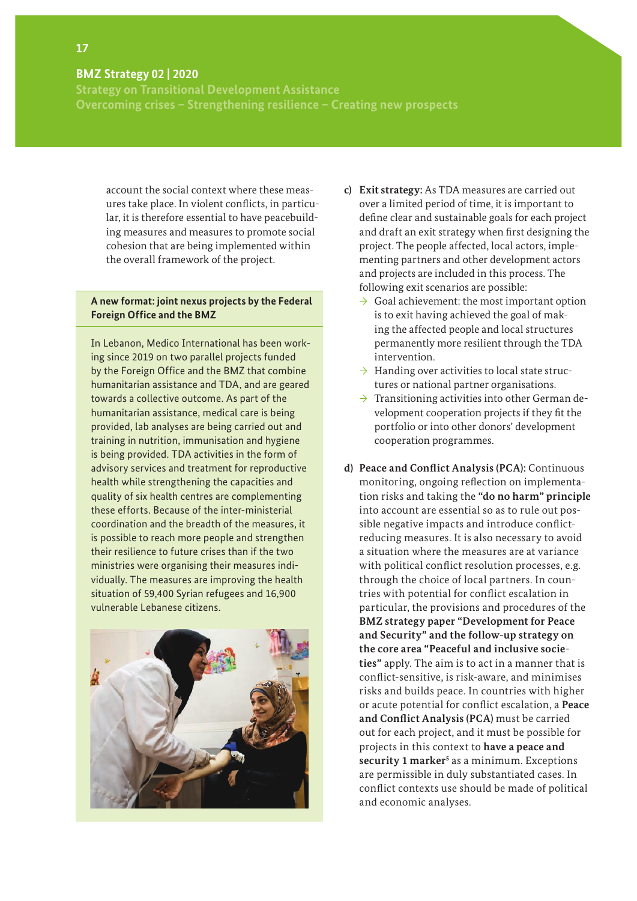account the social context where these measures take place. In violent conflicts, in particular, it is therefore essential to have peacebuilding measures and measures to promote social cohesion that are being implemented within the overall framework of the project.

**A new format: joint nexus projects by the Federal Foreign Office and the BMZ**

In Lebanon, Medico International has been working since 2019 on two parallel projects funded by the Foreign Office and the BMZ that combine humanitarian assistance and TDA, and are geared towards a collective outcome. As part of the humanitarian assistance, medical care is being provided, lab analyses are being carried out and training in nutrition, immunisation and hygiene is being provided. TDA activities in the form of advisory services and treatment for reproductive health while strengthening the capacities and quality of six health centres are complementing these efforts. Because of the inter-ministerial coordination and the breadth of the measures, it is possible to reach more people and strengthen their resilience to future crises than if the two ministries were organising their measures individually. The measures are improving the health situation of 59,400 Syrian refugees and 16,900 vulnerable Lebanese citizens.

c) **Exit strategy:** As TDA measures are carried out over a limited period of time, it is important to define clear and sustainable goals for each project and draft an exit strategy when first designing the project. The people affected, local actors, implementing partners and other development actors and projects are included in this process. The following exit scenarios are possible:
   - Goal achievement: the most important option is to exit having achieved the goal of making the affected people and local structures permanently more resilient through the TDA intervention.
   - Handing over activities to local state structures or national partner organisations.
   - Transitioning activities into other German development cooperation projects if they fit the portfolio or into other donors' development cooperation programmes.

d) **Peace and Conflict Analysis (PCA):** Continuous monitoring, ongoing reflection on implementation risks and taking the **"do no harm" principle** into account are essential so as to rule out possible negative impacts and introduce conflict-reducing measures. It is also necessary to avoid a situation where the measures are at variance with political conflict resolution processes, e.g. through the choice of local partners. In countries with potential for conflict escalation in particular, the provisions and procedures of the **BMZ strategy paper "Development for Peace and Security" and the follow-up strategy on the core area "Peaceful and inclusive societies"** apply. The aim is to act in a manner that is conflict-sensitive, is risk-aware, and minimises risks and builds peace. In countries with higher or acute potential for conflict escalation, a **Peace and Conflict Analysis (PCA)** must be carried out for each project, and it must be possible for projects in this context to **have a peace and security 1 marker**[5] as a minimum. Exceptions are permissible in duly substantiated cases. In conflict contexts use should be made of political and economic analyses.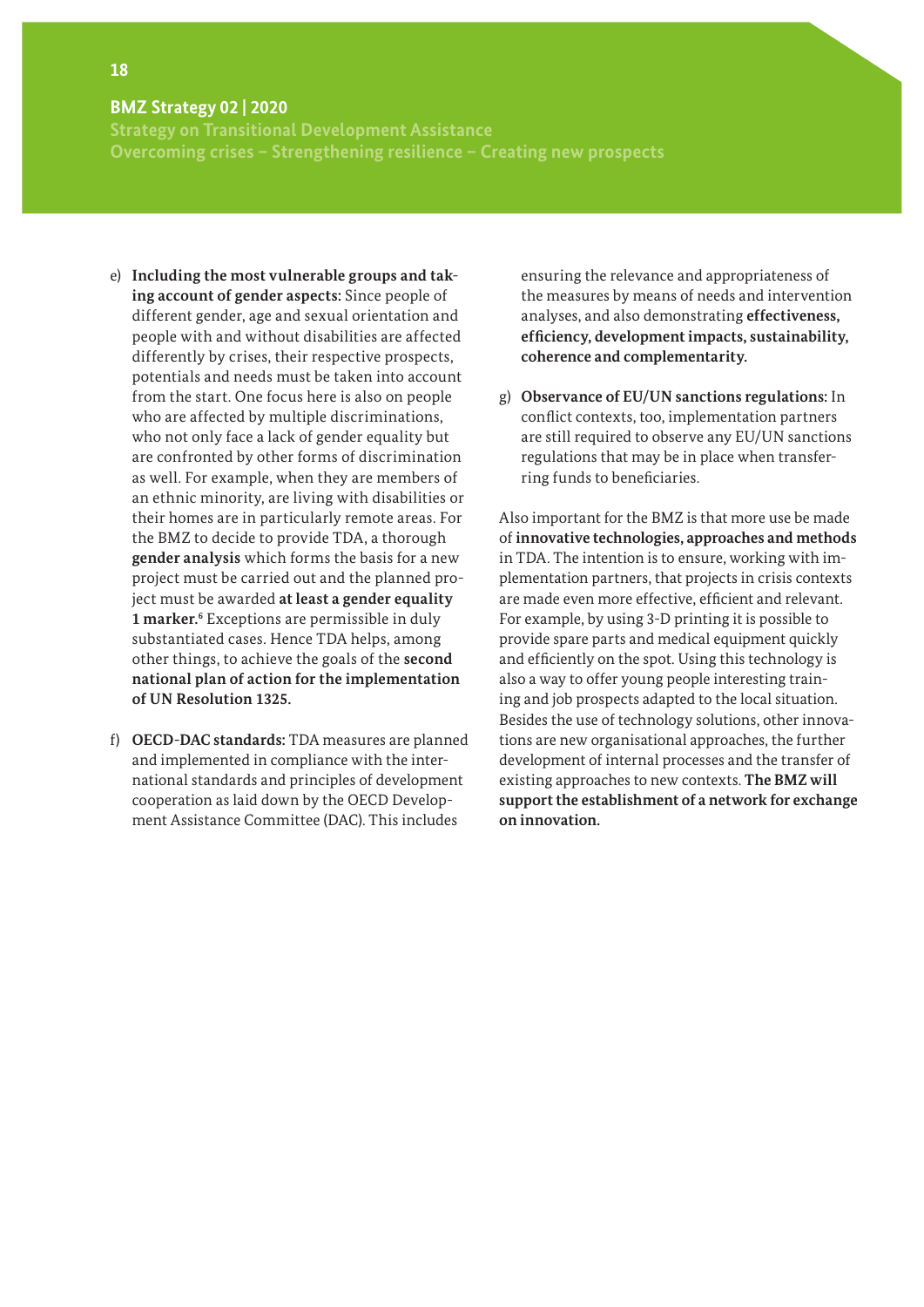e) **Including the most vulnerable groups and taking account of gender aspects:** Since people of different gender, age and sexual orientation and people with and without disabilities are affected differently by crises, their respective prospects, potentials and needs must be taken into account from the start. One focus here is also on people who are affected by multiple discriminations, who not only face a lack of gender equality but are confronted by other forms of discrimination as well. For example, when they are members of an ethnic minority, are living with disabilities or their homes are in particularly remote areas. For the BMZ to decide to provide TDA, a thorough **gender analysis** which forms the basis for a new project must be carried out and the planned project must be awarded **at least a gender equality 1 marker.**[6] Exceptions are permissible in duly substantiated cases. Hence TDA helps, among other things, to achieve the goals of the **second national plan of action for the implementation of UN Resolution 1325.**

f) **OECD-DAC standards:** TDA measures are planned and implemented in compliance with the international standards and principles of development cooperation as laid down by the OECD Development Assistance Committee (DAC). This includes ensuring the relevance and appropriateness of the measures by means of needs and intervention analyses, and also demonstrating **effectiveness, efficiency, development impacts, sustainability, coherence and complementarity.**

g) **Observance of EU/UN sanctions regulations:** In conflict contexts, too, implementation partners are still required to observe any EU/UN sanctions regulations that may be in place when transferring funds to beneficiaries.

Also important for the BMZ is that more use be made of **innovative technologies, approaches and methods** in TDA. The intention is to ensure, working with implementation partners, that projects in crisis contexts are made even more effective, efficient and relevant. For example, by using 3-D printing it is possible to provide spare parts and medical equipment quickly and efficiently on the spot. Using this technology is also a way to offer young people interesting training and job prospects adapted to the local situation. Besides the use of technology solutions, other innovations are new organisational approaches, the further development of internal processes and the transfer of existing approaches to new contexts. **The BMZ will support the establishment of a network for exchange on innovation.**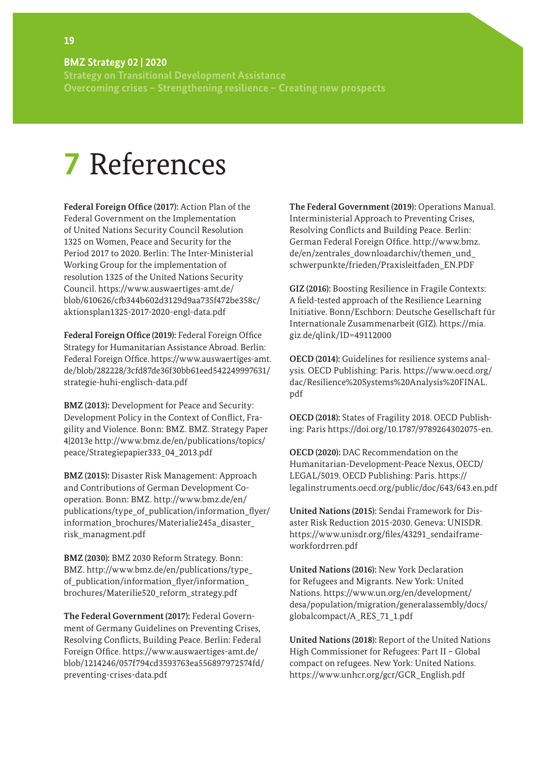# 7 References

**Federal Foreign Office (2017):** Action Plan of the Federal Government on the Implementation of United Nations Security Council Resolution 1325 on Women, Peace and Security for the Period 2017 to 2020. Berlin: The Inter-Ministerial Working Group for the implementation of resolution 1325 of the United Nations Security Council. https://www.auswaertiges-amt.de/blob/610626/cfb344b602d3129d9aa735f472be358c/aktionsplan1325-2017-2020-engl-data.pdf

**Federal Foreign Office (2019):** Federal Foreign Office Strategy for Humanitarian Assistance Abroad. Berlin: Federal Foreign Office. https://www.auswaertiges-amt.de/blob/282228/3cfd87de36f30bb61eed542249997631/strategie-huhi-englisch-data.pdf

**BMZ (2013):** Development for Peace and Security: Development Policy in the Context of Conflict, Fragility and Violence. Bonn: BMZ. BMZ. Strategy Paper 4|2013e http://www.bmz.de/en/publications/topics/peace/Strategiepapier333_04_2013.pdf

**BMZ (2015):** Disaster Risk Management: Approach and Contributions of German Development Co-operation. Bonn: BMZ. http://www.bmz.de/en/publications/type_of_publication/information_flyer/information_brochures/Materialie245a_disaster_risk_managment.pdf

**BMZ (2030):** BMZ 2030 Reform Strategy. Bonn: BMZ. http://www.bmz.de/en/publications/type_of_publication/information_flyer/information_brochures/Materilie520_reform_strategy.pdf

**The Federal Government (2017):** Federal Government of Germany Guidelines on Preventing Crises, Resolving Conflicts, Building Peace. Berlin: Federal Foreign Office. https://www.auswaertiges-amt.de/blob/1214246/057f794cd3593763ea556897972574fd/preventing-crises-data.pdf

**The Federal Government (2019):** Operations Manual. Interministerial Approach to Preventing Crises, Resolving Conflicts and Building Peace. Berlin: German Federal Foreign Office. http://www.bmz.de/en/zentrales_downloadarchiv/themen_und_schwerpunkte/frieden/Praxisleitfaden_EN.PDF

**GIZ (2016):** Boosting Resilience in Fragile Contexts: A field-tested approach of the Resilience Learning Initiative. Bonn/Eschborn: Deutsche Gesellschaft für Internationale Zusammenarbeit (GIZ). https://mia.giz.de/qlink/ID=49112000

**OECD (2014):** Guidelines for resilience systems analysis. OECD Publishing: Paris. https://www.oecd.org/dac/Resilience%20Systems%20Analysis%20FINAL.pdf

**OECD (2018):** States of Fragility 2018. OECD Publishing: Paris https://doi.org/10.1787/9789264302075-en.

**OECD (2020):** DAC Recommendation on the Humanitarian-Development-Peace Nexus, OECD/LEGAL/5019. OECD Publishing: Paris. https://legalinstruments.oecd.org/public/doc/643/643.en.pdf

**United Nations (2015):** Sendai Framework for Disaster Risk Reduction 2015-2030. Geneva: UNISDR. https://www.unisdr.org/files/43291_sendaiframeworkfordrren.pdf

**United Nations (2016):** New York Declaration for Refugees and Migrants. New York: United Nations. https://www.un.org/en/development/desa/population/migration/generalassembly/docs/globalcompact/A_RES_71_1.pdf

**United Nations (2018):** Report of the United Nations High Commissioner for Refugees: Part II – Global compact on refugees. New York: United Nations. https://www.unhcr.org/gcr/GCR_English.pdf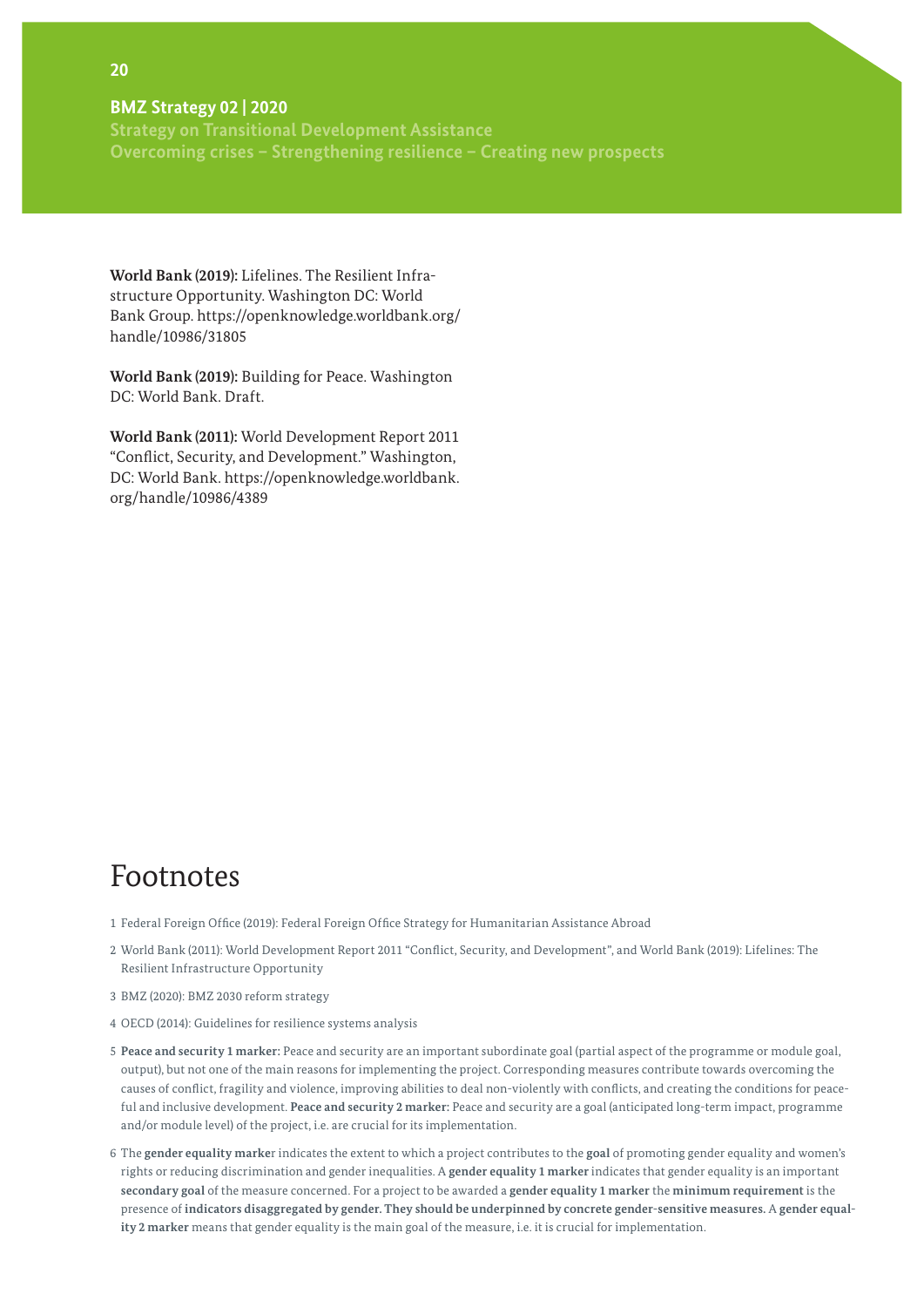**World Bank (2019):** Lifelines. The Resilient Infrastructure Opportunity. Washington DC: World Bank Group. https://openknowledge.worldbank.org/handle/10986/31805

**World Bank (2019):** Building for Peace. Washington DC: World Bank. Draft.

**World Bank (2011):** World Development Report 2011 "Conflict, Security, and Development." Washington, DC: World Bank. https://openknowledge.worldbank.org/handle/10986/4389

# Footnotes

1 Federal Foreign Office (2019): Federal Foreign Office Strategy for Humanitarian Assistance Abroad

2 World Bank (2011): World Development Report 2011 "Conflict, Security, and Development", and World Bank (2019): Lifelines: The Resilient Infrastructure Opportunity

3 BMZ (2020): BMZ 2030 reform strategy

4 OECD (2014): Guidelines for resilience systems analysis

5 **Peace and security 1 marker:** Peace and security are an important subordinate goal (partial aspect of the programme or module goal, output), but not one of the main reasons for implementing the project. Corresponding measures contribute towards overcoming the causes of conflict, fragility and violence, improving abilities to deal non-violently with conflicts, and creating the conditions for peaceful and inclusive development. **Peace and security 2 marker:** Peace and security are a goal (anticipated long-term impact, programme and/or module level) of the project, i.e. are crucial for its implementation.

6 The **gender equality marke**r indicates the extent to which a project contributes to the **goal** of promoting gender equality and women's rights or reducing discrimination and gender inequalities. A **gender equality 1 marker** indicates that gender equality is an important **secondary goal** of the measure concerned. For a project to be awarded a **gender equality 1 marker** the **minimum requirement** is the presence of **indicators disaggregated by gender. They should be underpinned by concrete gender-sensitive measures.** A **gender equality 2 marker** means that gender equality is the main goal of the measure, i.e. it is crucial for implementation.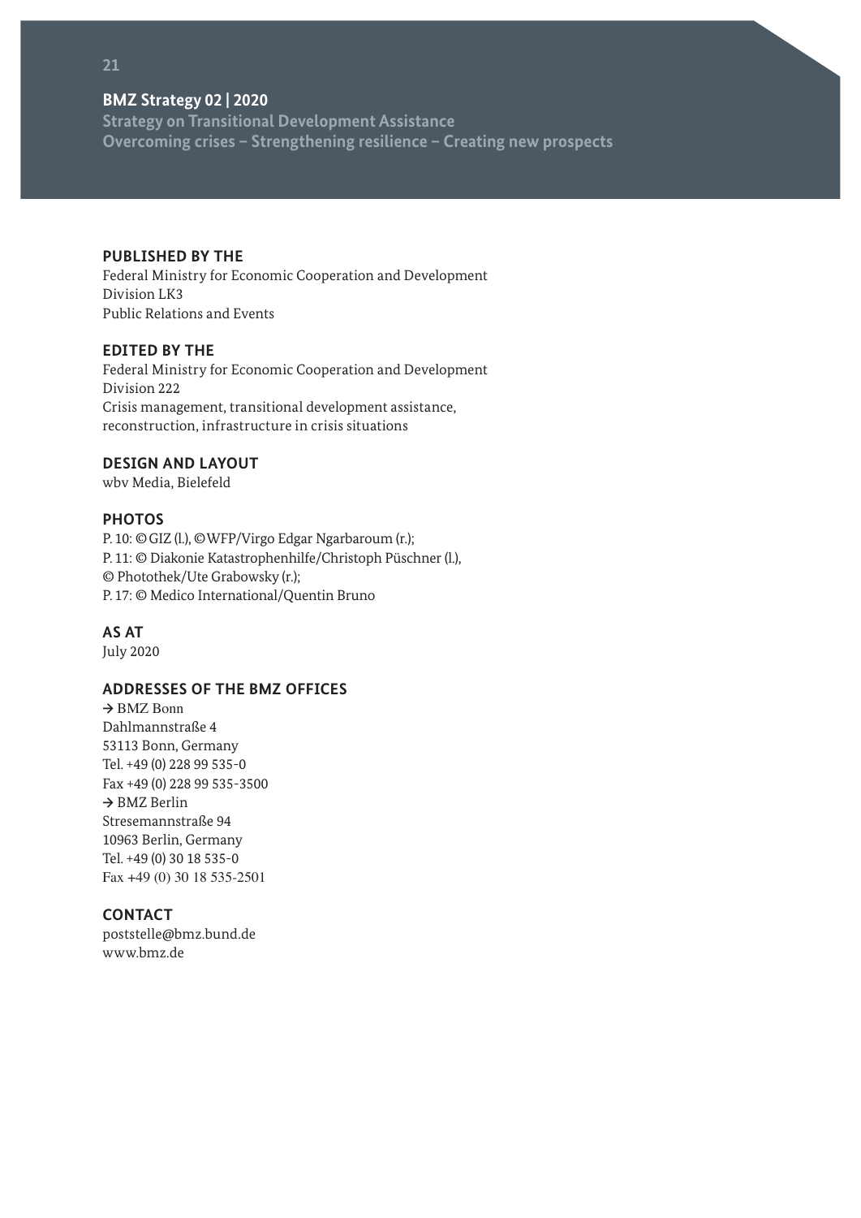**BMZ Strategy 02 | 2020**
**Strategy on Transitional Development Assistance**
**Overcoming crises – Strengthening resilience – Creating new prospects**

**PUBLISHED BY THE**
Federal Ministry for Economic Cooperation and Development
Division LK3
Public Relations and Events

**EDITED BY THE**
Federal Ministry for Economic Cooperation and Development
Division 222
Crisis management, transitional development assistance,
reconstruction, infrastructure in crisis situations

**DESIGN AND LAYOUT**
wbv Media, Bielefeld

**PHOTOS**
P. 10: © GIZ (l.), © WFP/Virgo Edgar Ngarbaroum (r.);
P. 11: © Diakonie Katastrophenhilfe/Christoph Püschner (l.),
© Photothek/Ute Grabowsky (r.);
P. 17: © Medico International/Quentin Bruno

**AS AT**
July 2020

**ADDRESSES OF THE BMZ OFFICES**
→ BMZ Bonn
Dahlmannstraße 4
53113 Bonn, Germany
Tel. +49 (0) 228 99 535-0
Fax +49 (0) 228 99 535-3500
→ BMZ Berlin
Stresemannstraße 94
10963 Berlin, Germany
Tel. +49 (0) 30 18 535-0
Fax +49 (0) 30 18 535-2501

**CONTACT**
poststelle@bmz.bund.de
www.bmz.de